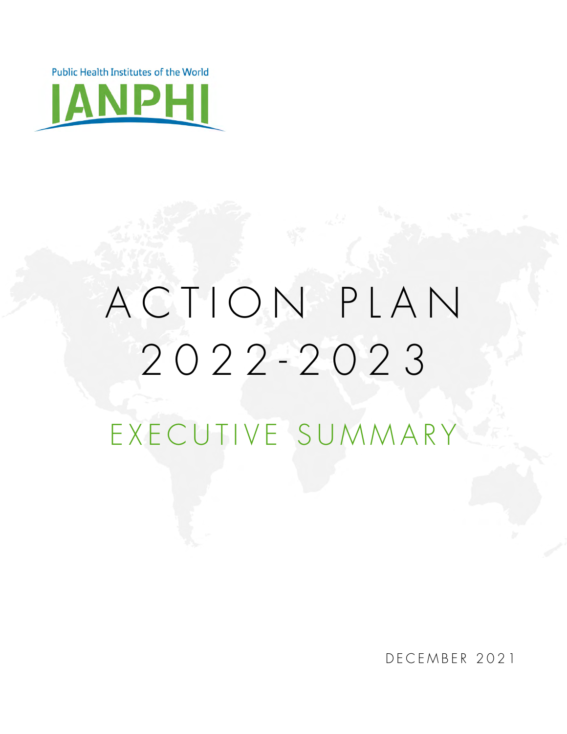Public Health Institutes of the World

IANPHI

# ACTION PLAN 2022-2023

## EXECUTIVE SUMMARY

DECEMBER 2021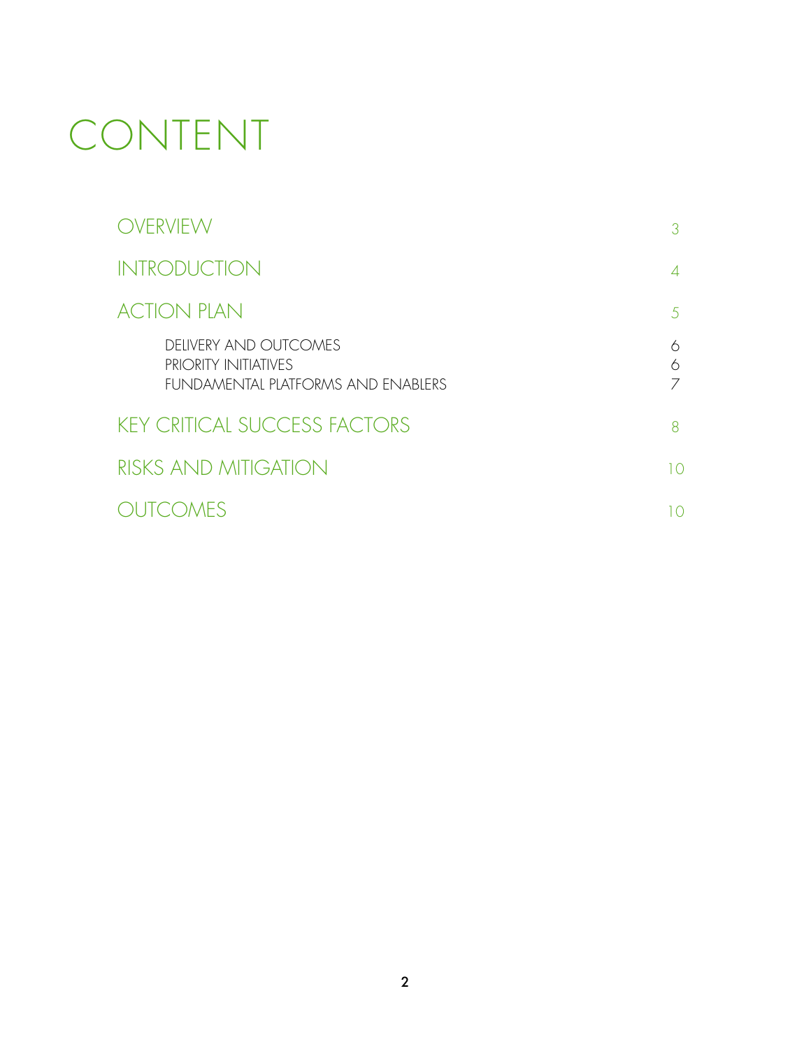# CONTENT

| | |
|---|---|
| OVERVIEW | 3 |
| INTRODUCTION | 4 |
| ACTION PLAN | 5 |
| DELIVERY AND OUTCOMES | 6 |
| PRIORITY INITIATIVES | 6 |
| FUNDAMENTAL PLATFORMS AND ENABLERS | 7 |
| KEY CRITICAL SUCCESS FACTORS | 8 |
| RISKS AND MITIGATION | 10 |
| OUTCOMES | 10 |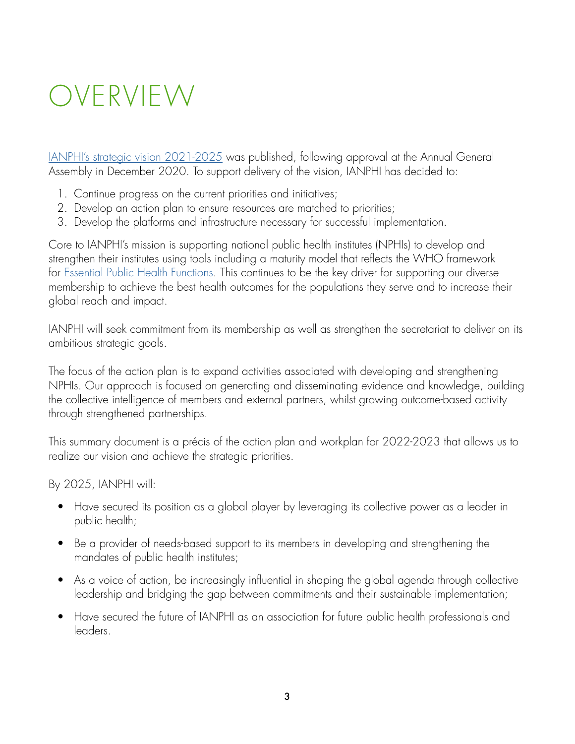# OVERVIEW

IANPHI's strategic vision 2021-2025 was published, following approval at the Annual General Assembly in December 2020. To support delivery of the vision, IANPHI has decided to:

1. Continue progress on the current priorities and initiatives;
2. Develop an action plan to ensure resources are matched to priorities;
3. Develop the platforms and infrastructure necessary for successful implementation.

Core to IANPHI's mission is supporting national public health institutes (NPHIs) to develop and strengthen their institutes using tools including a maturity model that reflects the WHO framework for Essential Public Health Functions. This continues to be the key driver for supporting our diverse membership to achieve the best health outcomes for the populations they serve and to increase their global reach and impact.

IANPHI will seek commitment from its membership as well as strengthen the secretariat to deliver on its ambitious strategic goals.

The focus of the action plan is to expand activities associated with developing and strengthening NPHIs. Our approach is focused on generating and disseminating evidence and knowledge, building the collective intelligence of members and external partners, whilst growing outcome-based activity through strengthened partnerships.

This summary document is a précis of the action plan and workplan for 2022-2023 that allows us to realize our vision and achieve the strategic priorities.

By 2025, IANPHI will:

- Have secured its position as a global player by leveraging its collective power as a leader in public health;
- Be a provider of needs-based support to its members in developing and strengthening the mandates of public health institutes;
- As a voice of action, be increasingly influential in shaping the global agenda through collective leadership and bridging the gap between commitments and their sustainable implementation;
- Have secured the future of IANPHI as an association for future public health professionals and leaders.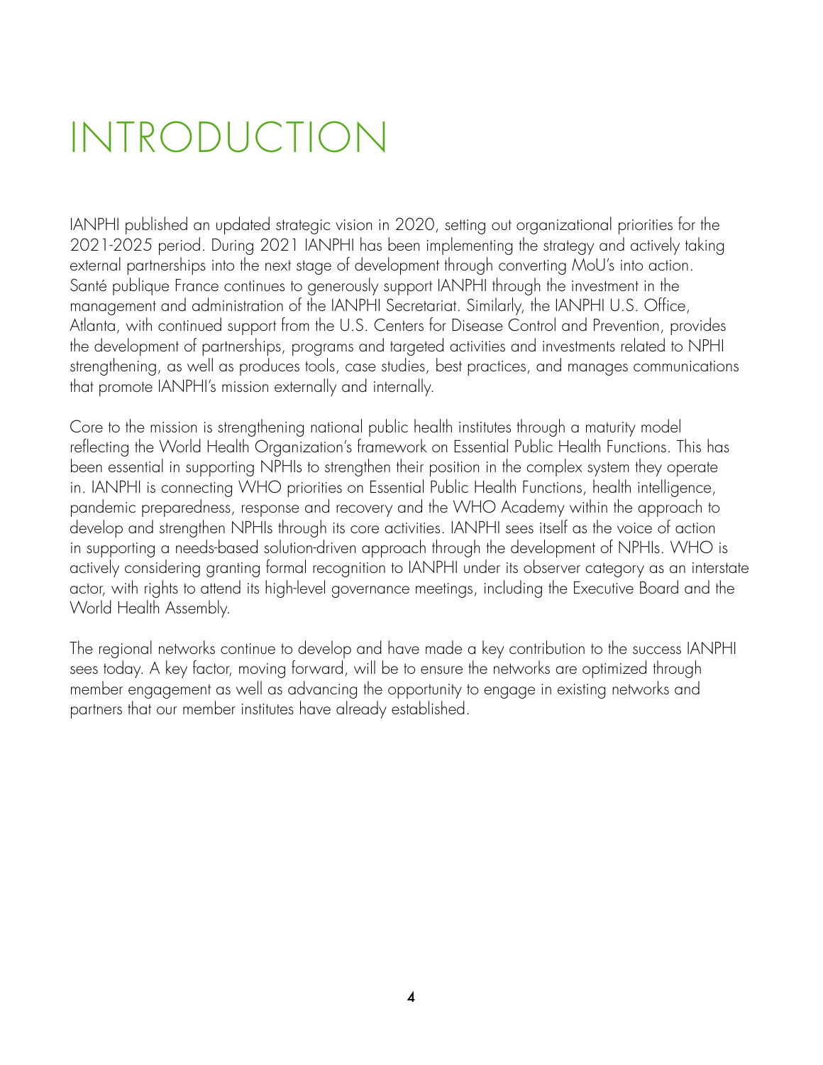# INTRODUCTION

IANPHI published an updated strategic vision in 2020, setting out organizational priorities for the 2021-2025 period. During 2021 IANPHI has been implementing the strategy and actively taking external partnerships into the next stage of development through converting MoU's into action. Santé publique France continues to generously support IANPHI through the investment in the management and administration of the IANPHI Secretariat. Similarly, the IANPHI U.S. Office, Atlanta, with continued support from the U.S. Centers for Disease Control and Prevention, provides the development of partnerships, programs and targeted activities and investments related to NPHI strengthening, as well as produces tools, case studies, best practices, and manages communications that promote IANPHI's mission externally and internally.

Core to the mission is strengthening national public health institutes through a maturity model reflecting the World Health Organization's framework on Essential Public Health Functions. This has been essential in supporting NPHIs to strengthen their position in the complex system they operate in. IANPHI is connecting WHO priorities on Essential Public Health Functions, health intelligence, pandemic preparedness, response and recovery and the WHO Academy within the approach to develop and strengthen NPHIs through its core activities. IANPHI sees itself as the voice of action in supporting a needs-based solution-driven approach through the development of NPHIs. WHO is actively considering granting formal recognition to IANPHI under its observer category as an interstate actor, with rights to attend its high-level governance meetings, including the Executive Board and the World Health Assembly.

The regional networks continue to develop and have made a key contribution to the success IANPHI sees today. A key factor, moving forward, will be to ensure the networks are optimized through member engagement as well as advancing the opportunity to engage in existing networks and partners that our member institutes have already established.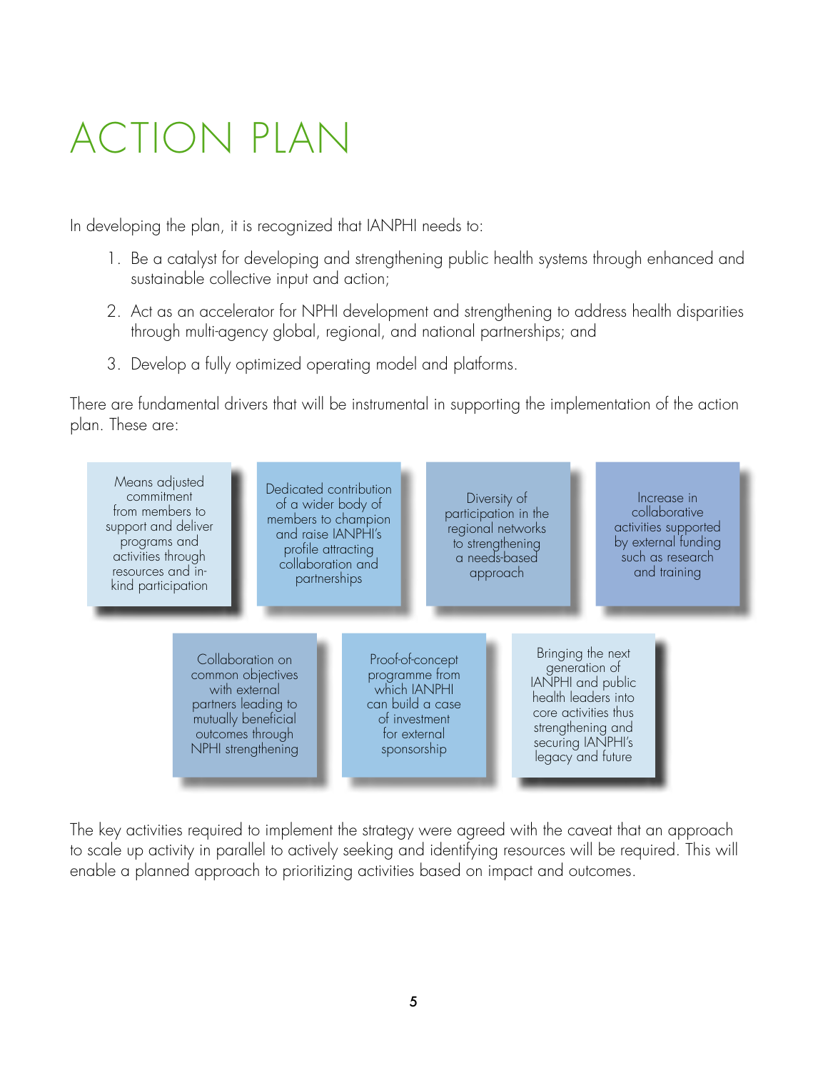# ACTION PLAN

In developing the plan, it is recognized that IANPHI needs to:

1. Be a catalyst for developing and strengthening public health systems through enhanced and sustainable collective input and action;
2. Act as an accelerator for NPHI development and strengthening to address health disparities through multi-agency global, regional, and national partnerships; and
3. Develop a fully optimized operating model and platforms.

There are fundamental drivers that will be instrumental in supporting the implementation of the action plan. These are:

- Means adjusted commitment from members to support and deliver programs and activities through resources and in-kind participation
- Dedicated contribution of a wider body of members to champion and raise IANPHI's profile attracting collaboration and partnerships
- Diversity of participation in the regional networks to strengthening a needs-based approach
- Increase in collaborative activities supported by external funding such as research and training
- Collaboration on common objectives with external partners leading to mutually beneficial outcomes through NPHI strengthening
- Proof-of-concept programme from which IANPHI can build a case of investment for external sponsorship
- Bringing the next generation of IANPHI and public health leaders into core activities thus strengthening and securing IANPHI's legacy and future

The key activities required to implement the strategy were agreed with the caveat that an approach to scale up activity in parallel to actively seeking and identifying resources will be required. This will enable a planned approach to prioritizing activities based on impact and outcomes.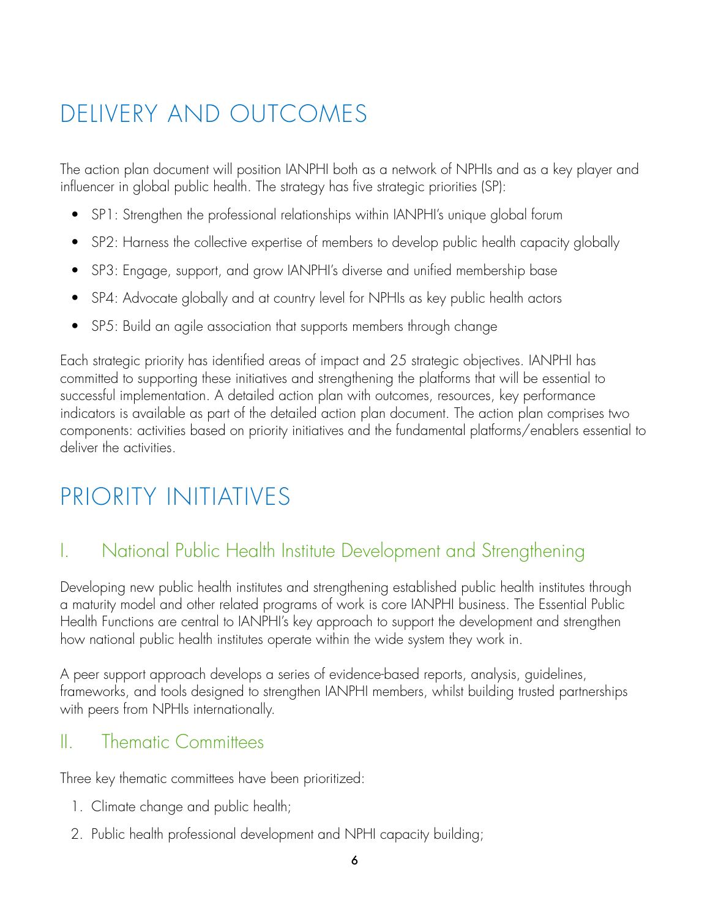# DELIVERY AND OUTCOMES

The action plan document will position IANPHI both as a network of NPHIs and as a key player and influencer in global public health. The strategy has five strategic priorities (SP):

- SP1: Strengthen the professional relationships within IANPHI's unique global forum
- SP2: Harness the collective expertise of members to develop public health capacity globally
- SP3: Engage, support, and grow IANPHI's diverse and unified membership base
- SP4: Advocate globally and at country level for NPHIs as key public health actors
- SP5: Build an agile association that supports members through change

Each strategic priority has identified areas of impact and 25 strategic objectives. IANPHI has committed to supporting these initiatives and strengthening the platforms that will be essential to successful implementation. A detailed action plan with outcomes, resources, key performance indicators is available as part of the detailed action plan document. The action plan comprises two components: activities based on priority initiatives and the fundamental platforms/enablers essential to deliver the activities.

# PRIORITY INITIATIVES

## I. National Public Health Institute Development and Strengthening

Developing new public health institutes and strengthening established public health institutes through a maturity model and other related programs of work is core IANPHI business. The Essential Public Health Functions are central to IANPHI's key approach to support the development and strengthen how national public health institutes operate within the wide system they work in.

A peer support approach develops a series of evidence-based reports, analysis, guidelines, frameworks, and tools designed to strengthen IANPHI members, whilst building trusted partnerships with peers from NPHIs internationally.

## II. Thematic Committees

Three key thematic committees have been prioritized:

1. Climate change and public health;
2. Public health professional development and NPHI capacity building;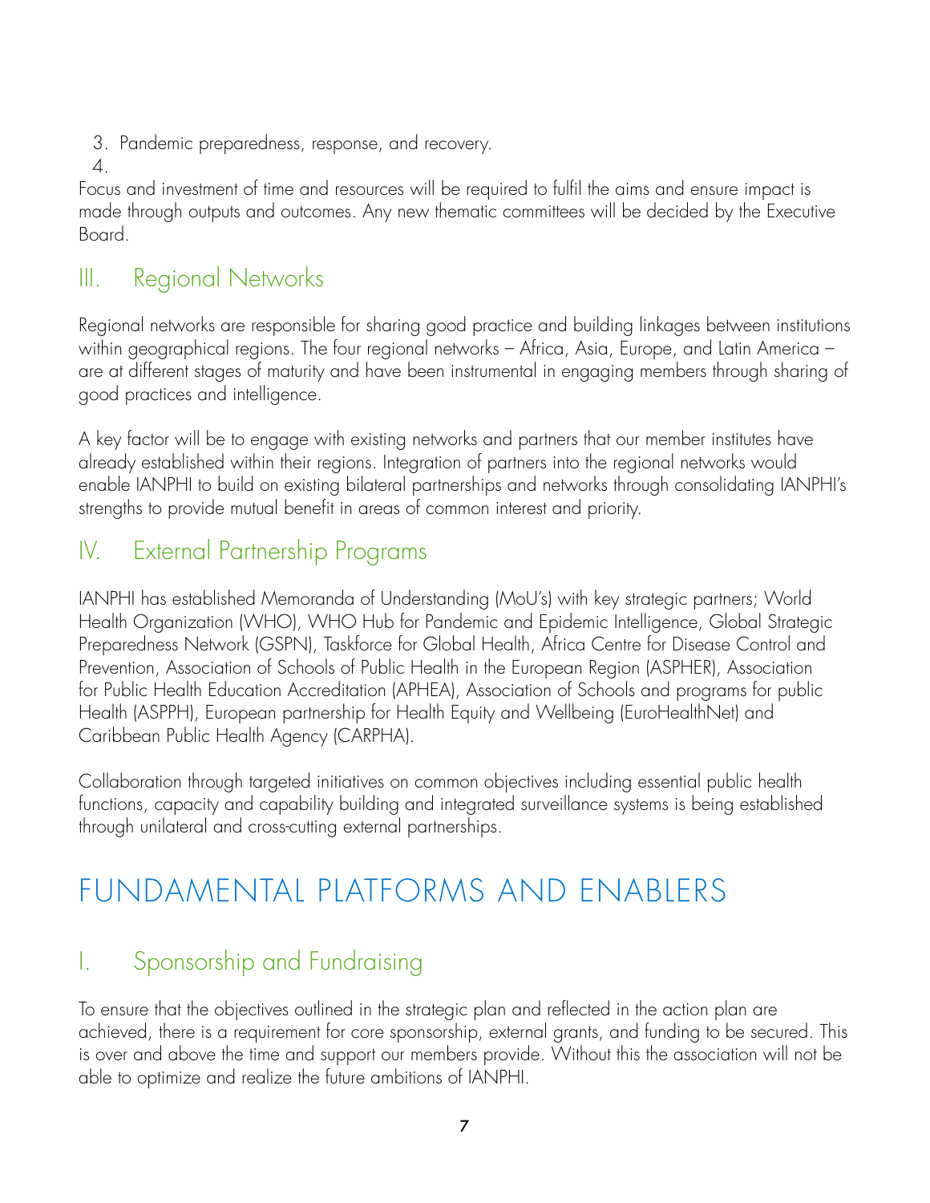3. Pandemic preparedness, response, and recovery.
4. 

Focus and investment of time and resources will be required to fulfil the aims and ensure impact is made through outputs and outcomes. Any new thematic committees will be decided by the Executive Board.

## III. Regional Networks

Regional networks are responsible for sharing good practice and building linkages between institutions within geographical regions. The four regional networks – Africa, Asia, Europe, and Latin America – are at different stages of maturity and have been instrumental in engaging members through sharing of good practices and intelligence.

A key factor will be to engage with existing networks and partners that our member institutes have already established within their regions. Integration of partners into the regional networks would enable IANPHI to build on existing bilateral partnerships and networks through consolidating IANPHI's strengths to provide mutual benefit in areas of common interest and priority.

## IV. External Partnership Programs

IANPHI has established Memoranda of Understanding (MoU's) with key strategic partners; World Health Organization (WHO), WHO Hub for Pandemic and Epidemic Intelligence, Global Strategic Preparedness Network (GSPN), Taskforce for Global Health, Africa Centre for Disease Control and Prevention, Association of Schools of Public Health in the European Region (ASPHER), Association for Public Health Education Accreditation (APHEA), Association of Schools and programs for public Health (ASPPH), European partnership for Health Equity and Wellbeing (EuroHealthNet) and Caribbean Public Health Agency (CARPHA).

Collaboration through targeted initiatives on common objectives including essential public health functions, capacity and capability building and integrated surveillance systems is being established through unilateral and cross-cutting external partnerships.

# FUNDAMENTAL PLATFORMS AND ENABLERS

## I. Sponsorship and Fundraising

To ensure that the objectives outlined in the strategic plan and reflected in the action plan are achieved, there is a requirement for core sponsorship, external grants, and funding to be secured. This is over and above the time and support our members provide. Without this the association will not be able to optimize and realize the future ambitions of IANPHI.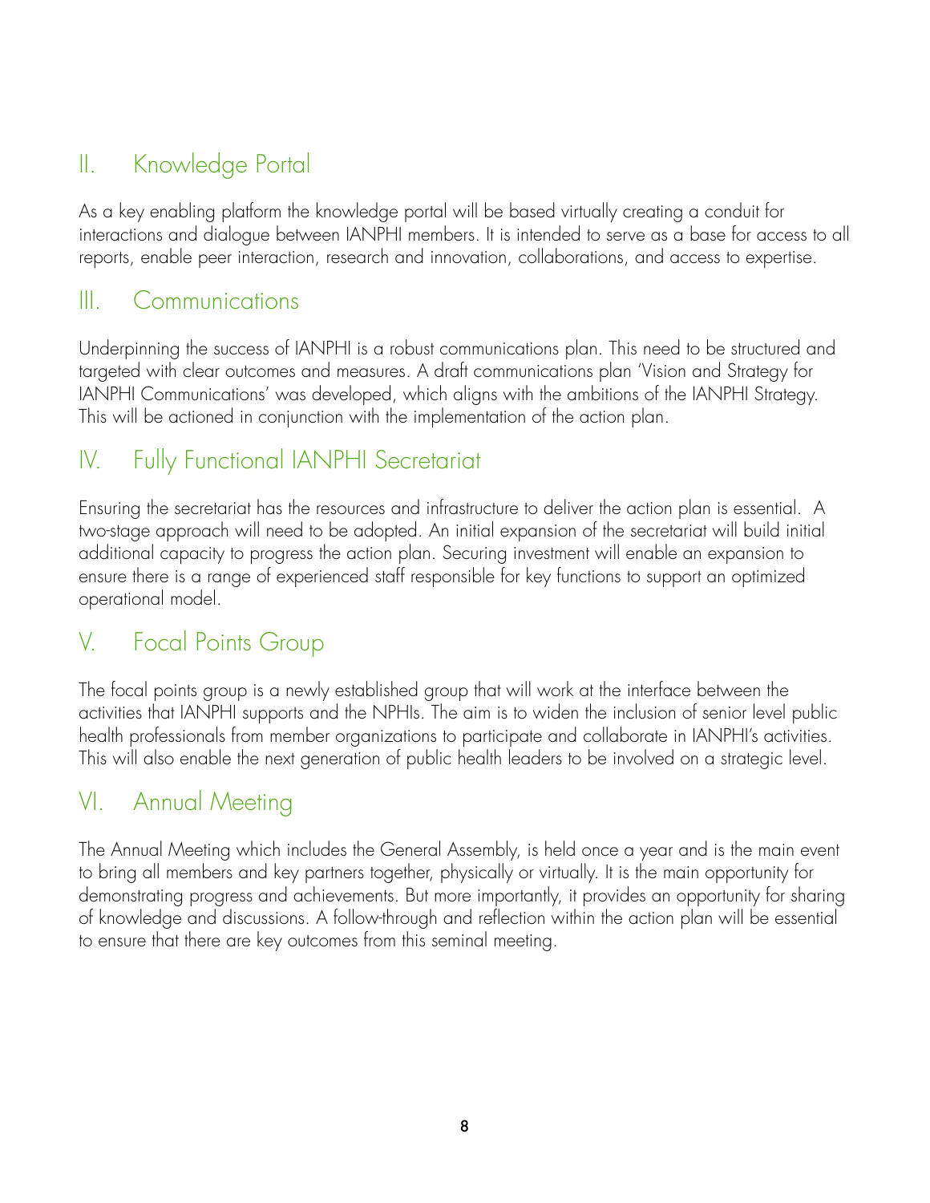## II. Knowledge Portal

As a key enabling platform the knowledge portal will be based virtually creating a conduit for interactions and dialogue between IANPHI members. It is intended to serve as a base for access to all reports, enable peer interaction, research and innovation, collaborations, and access to expertise.

## III. Communications

Underpinning the success of IANPHI is a robust communications plan. This need to be structured and targeted with clear outcomes and measures. A draft communications plan 'Vision and Strategy for IANPHI Communications' was developed, which aligns with the ambitions of the IANPHI Strategy. This will be actioned in conjunction with the implementation of the action plan.

## IV. Fully Functional IANPHI Secretariat

Ensuring the secretariat has the resources and infrastructure to deliver the action plan is essential. A two-stage approach will need to be adopted. An initial expansion of the secretariat will build initial additional capacity to progress the action plan. Securing investment will enable an expansion to ensure there is a range of experienced staff responsible for key functions to support an optimized operational model.

## V. Focal Points Group

The focal points group is a newly established group that will work at the interface between the activities that IANPHI supports and the NPHIs. The aim is to widen the inclusion of senior level public health professionals from member organizations to participate and collaborate in IANPHI's activities. This will also enable the next generation of public health leaders to be involved on a strategic level.

## VI. Annual Meeting

The Annual Meeting which includes the General Assembly, is held once a year and is the main event to bring all members and key partners together, physically or virtually. It is the main opportunity for demonstrating progress and achievements. But more importantly, it provides an opportunity for sharing of knowledge and discussions. A follow-through and reflection within the action plan will be essential to ensure that there are key outcomes from this seminal meeting.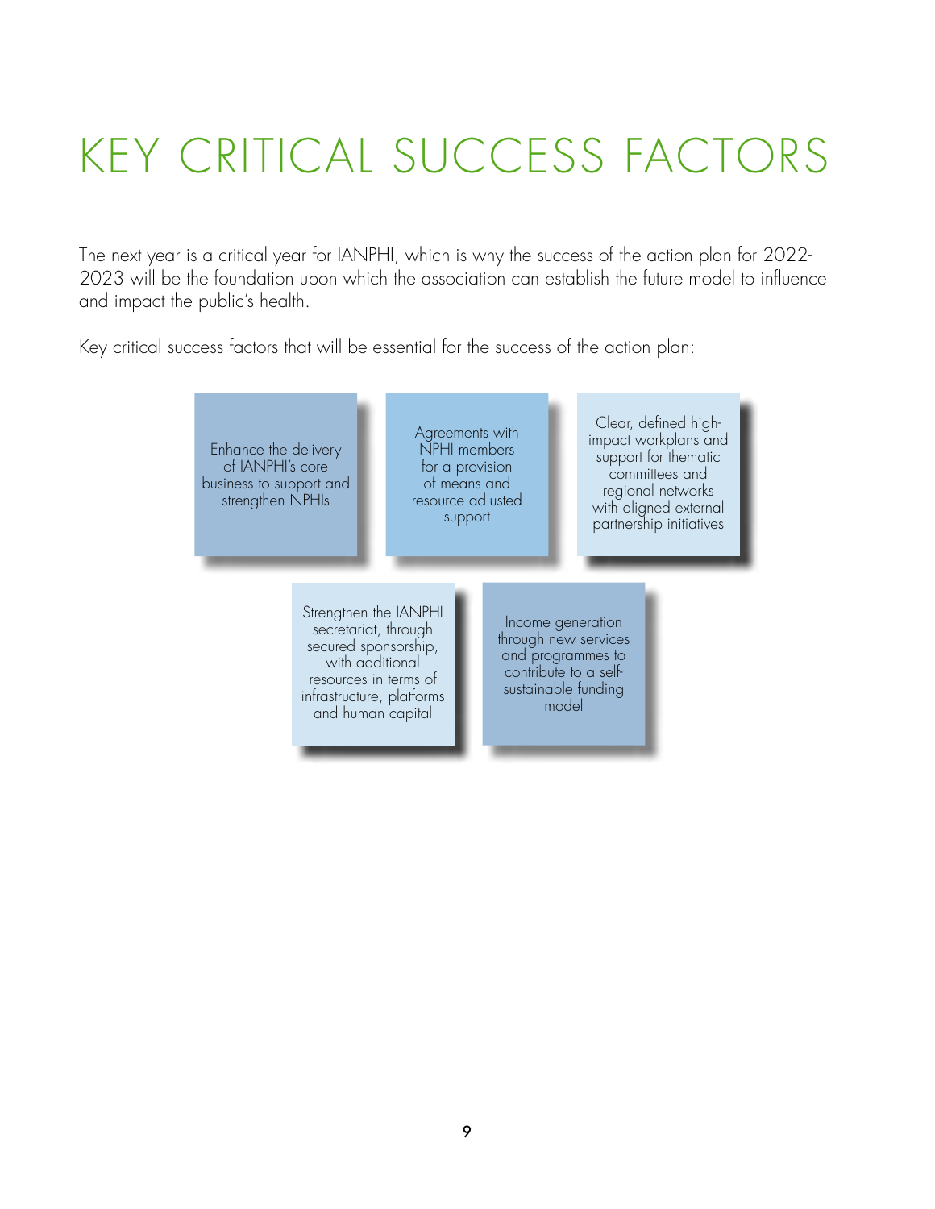# KEY CRITICAL SUCCESS FACTORS

The next year is a critical year for IANPHI, which is why the success of the action plan for 2022-2023 will be the foundation upon which the association can establish the future model to influence and impact the public's health.

Key critical success factors that will be essential for the success of the action plan:

- Enhance the delivery of IANPHI's core business to support and strengthen NPHIs
- Agreements with NPHI members for a provision of means and resource adjusted support
- Clear, defined high-impact workplans and support for thematic committees and regional networks with aligned external partnership initiatives
- Strengthen the IANPHI secretariat, through secured sponsorship, with additional resources in terms of infrastructure, platforms and human capital
- Income generation through new services and programmes to contribute to a self-sustainable funding model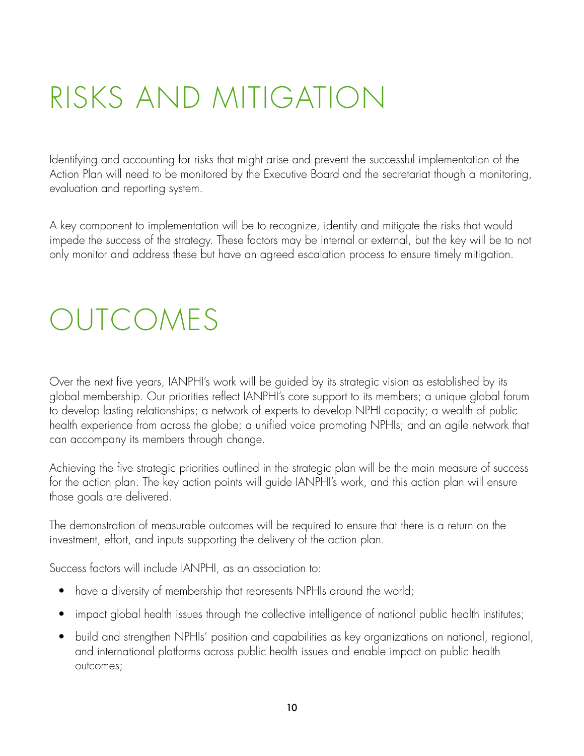# RISKS AND MITIGATION

Identifying and accounting for risks that might arise and prevent the successful implementation of the Action Plan will need to be monitored by the Executive Board and the secretariat though a monitoring, evaluation and reporting system.

A key component to implementation will be to recognize, identify and mitigate the risks that would impede the success of the strategy. These factors may be internal or external, but the key will be to not only monitor and address these but have an agreed escalation process to ensure timely mitigation.

# OUTCOMES

Over the next five years, IANPHI's work will be guided by its strategic vision as established by its global membership. Our priorities reflect IANPHI's core support to its members; a unique global forum to develop lasting relationships; a network of experts to develop NPHI capacity; a wealth of public health experience from across the globe; a unified voice promoting NPHIs; and an agile network that can accompany its members through change.

Achieving the five strategic priorities outlined in the strategic plan will be the main measure of success for the action plan. The key action points will guide IANPHI's work, and this action plan will ensure those goals are delivered.

The demonstration of measurable outcomes will be required to ensure that there is a return on the investment, effort, and inputs supporting the delivery of the action plan.

Success factors will include IANPHI, as an association to:

- have a diversity of membership that represents NPHIs around the world;
- impact global health issues through the collective intelligence of national public health institutes;
- build and strengthen NPHIs' position and capabilities as key organizations on national, regional, and international platforms across public health issues and enable impact on public health outcomes;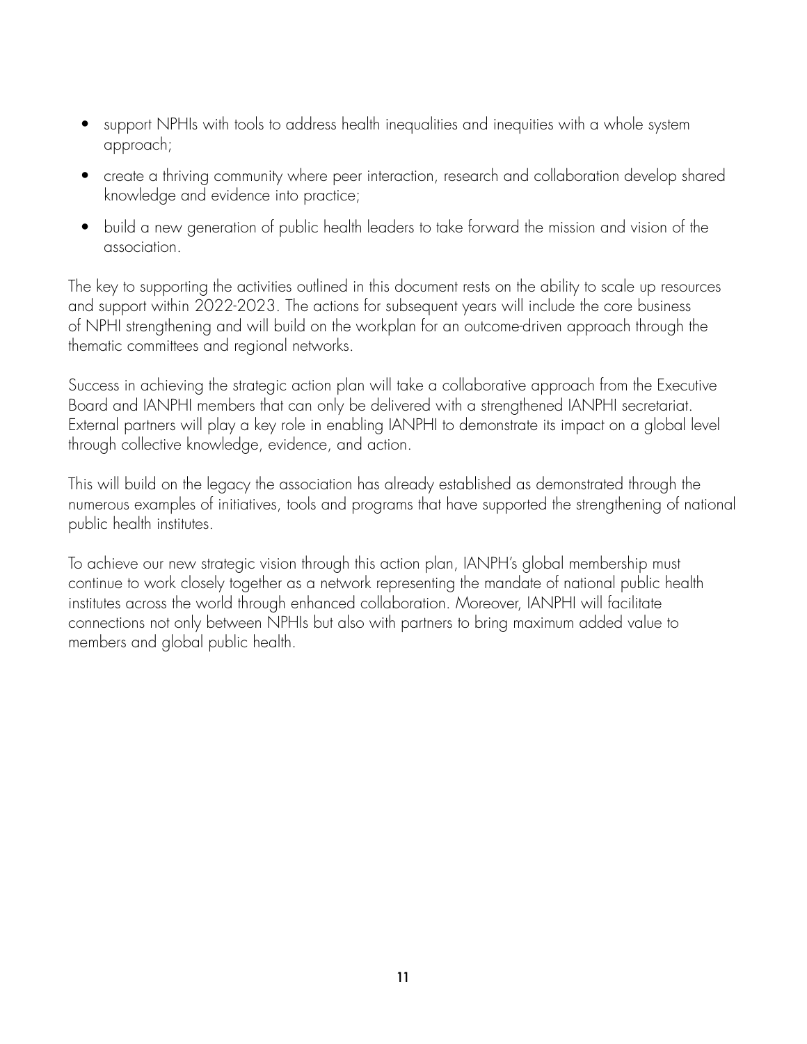- support NPHIs with tools to address health inequalities and inequities with a whole system approach;
- create a thriving community where peer interaction, research and collaboration develop shared knowledge and evidence into practice;
- build a new generation of public health leaders to take forward the mission and vision of the association.

The key to supporting the activities outlined in this document rests on the ability to scale up resources and support within 2022-2023. The actions for subsequent years will include the core business of NPHI strengthening and will build on the workplan for an outcome-driven approach through the thematic committees and regional networks.

Success in achieving the strategic action plan will take a collaborative approach from the Executive Board and IANPHI members that can only be delivered with a strengthened IANPHI secretariat. External partners will play a key role in enabling IANPHI to demonstrate its impact on a global level through collective knowledge, evidence, and action.

This will build on the legacy the association has already established as demonstrated through the numerous examples of initiatives, tools and programs that have supported the strengthening of national public health institutes.

To achieve our new strategic vision through this action plan, IANPH's global membership must continue to work closely together as a network representing the mandate of national public health institutes across the world through enhanced collaboration. Moreover, IANPHI will facilitate connections not only between NPHIs but also with partners to bring maximum added value to members and global public health.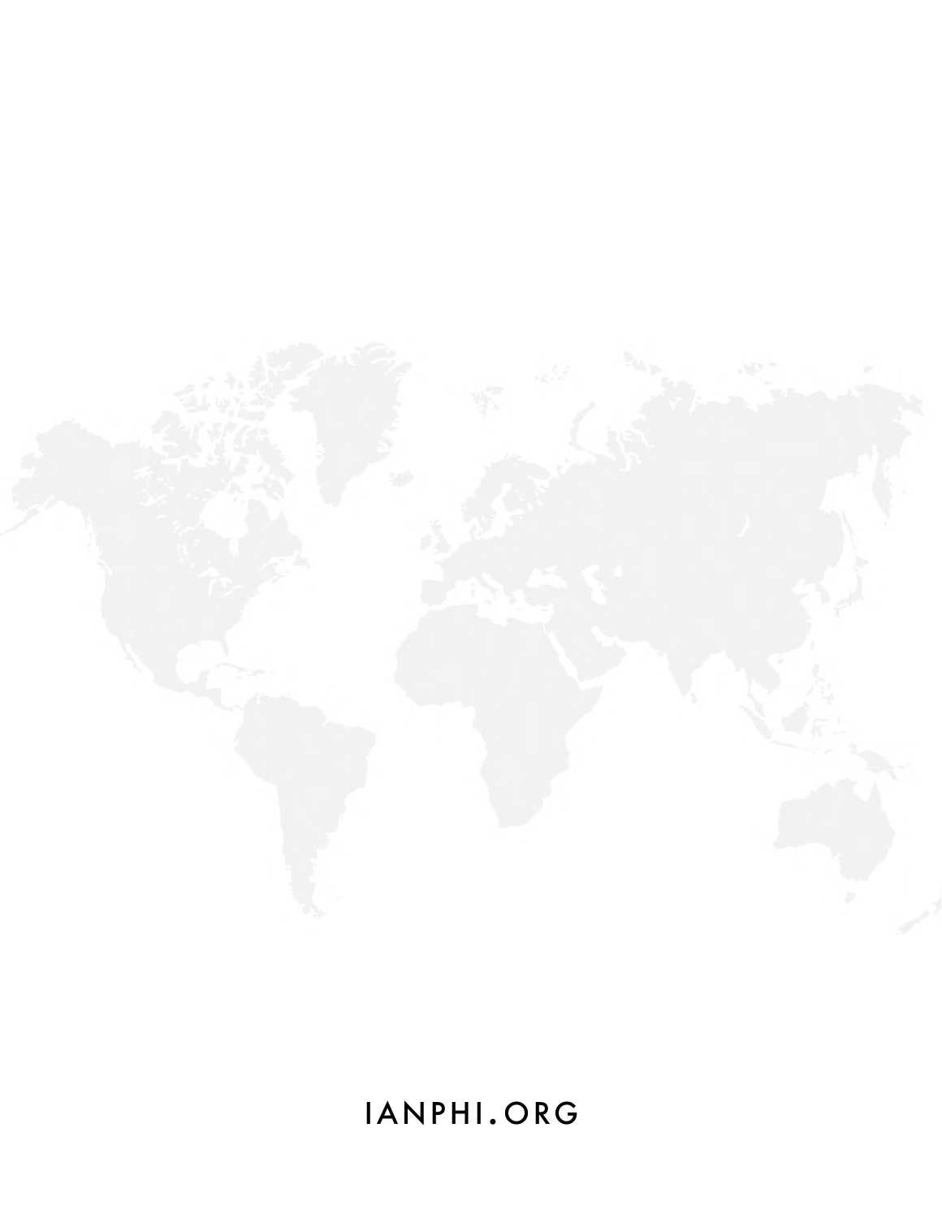IANPHI.ORG